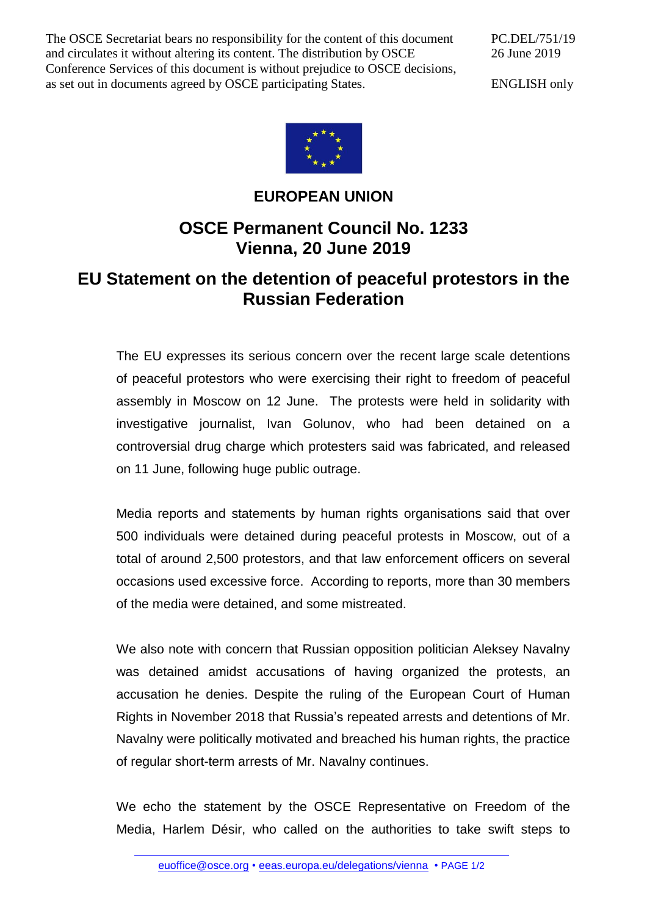The OSCE Secretariat bears no responsibility for the content of this document and circulates it without altering its content. The distribution by OSCE Conference Services of this document is without prejudice to OSCE decisions, as set out in documents agreed by OSCE participating States.

PC.DEL/751/19
26 June 2019

ENGLISH only

**EUROPEAN UNION**

## OSCE Permanent Council No. 1233
## Vienna, 20 June 2019

# EU Statement on the detention of peaceful protestors in the Russian Federation

The EU expresses its serious concern over the recent large scale detentions of peaceful protestors who were exercising their right to freedom of peaceful assembly in Moscow on 12 June. The protests were held in solidarity with investigative journalist, Ivan Golunov, who had been detained on a controversial drug charge which protesters said was fabricated, and released on 11 June, following huge public outrage.

Media reports and statements by human rights organisations said that over 500 individuals were detained during peaceful protests in Moscow, out of a total of around 2,500 protestors, and that law enforcement officers on several occasions used excessive force. According to reports, more than 30 members of the media were detained, and some mistreated.

We also note with concern that Russian opposition politician Aleksey Navalny was detained amidst accusations of having organized the protests, an accusation he denies. Despite the ruling of the European Court of Human Rights in November 2018 that Russia's repeated arrests and detentions of Mr. Navalny were politically motivated and breached his human rights, the practice of regular short-term arrests of Mr. Navalny continues.

We echo the statement by the OSCE Representative on Freedom of the Media, Harlem Désir, who called on the authorities to take swift steps to

euoffice@osce.org • eeas.europa.eu/delegations/vienna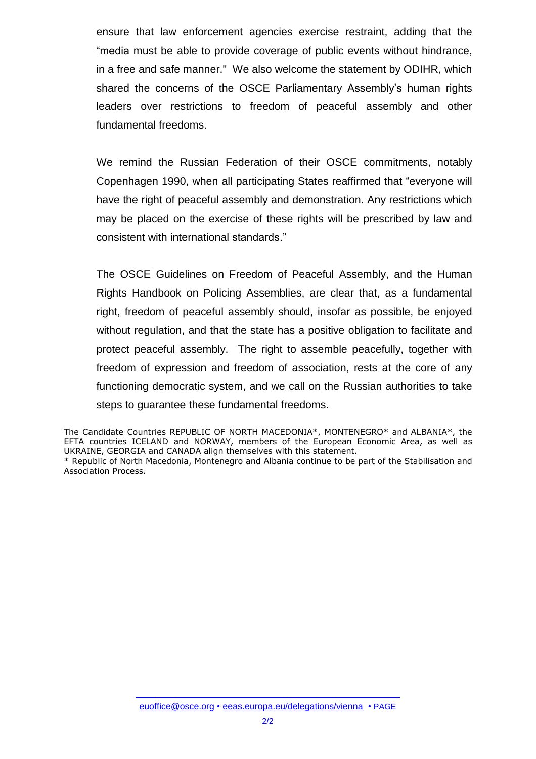ensure that law enforcement agencies exercise restraint, adding that the "media must be able to provide coverage of public events without hindrance, in a free and safe manner." We also welcome the statement by ODIHR, which shared the concerns of the OSCE Parliamentary Assembly's human rights leaders over restrictions to freedom of peaceful assembly and other fundamental freedoms.

We remind the Russian Federation of their OSCE commitments, notably Copenhagen 1990, when all participating States reaffirmed that "everyone will have the right of peaceful assembly and demonstration. Any restrictions which may be placed on the exercise of these rights will be prescribed by law and consistent with international standards."

The OSCE Guidelines on Freedom of Peaceful Assembly, and the Human Rights Handbook on Policing Assemblies, are clear that, as a fundamental right, freedom of peaceful assembly should, insofar as possible, be enjoyed without regulation, and that the state has a positive obligation to facilitate and protect peaceful assembly. The right to assemble peacefully, together with freedom of expression and freedom of association, rests at the core of any functioning democratic system, and we call on the Russian authorities to take steps to guarantee these fundamental freedoms.

The Candidate Countries REPUBLIC OF NORTH MACEDONIA*, MONTENEGRO* and ALBANIA*, the EFTA countries ICELAND and NORWAY, members of the European Economic Area, as well as UKRAINE, GEORGIA and CANADA align themselves with this statement.

* Republic of North Macedonia, Montenegro and Albania continue to be part of the Stabilisation and Association Process.

euoffice@osce.org • eeas.europa.eu/delegations/vienna